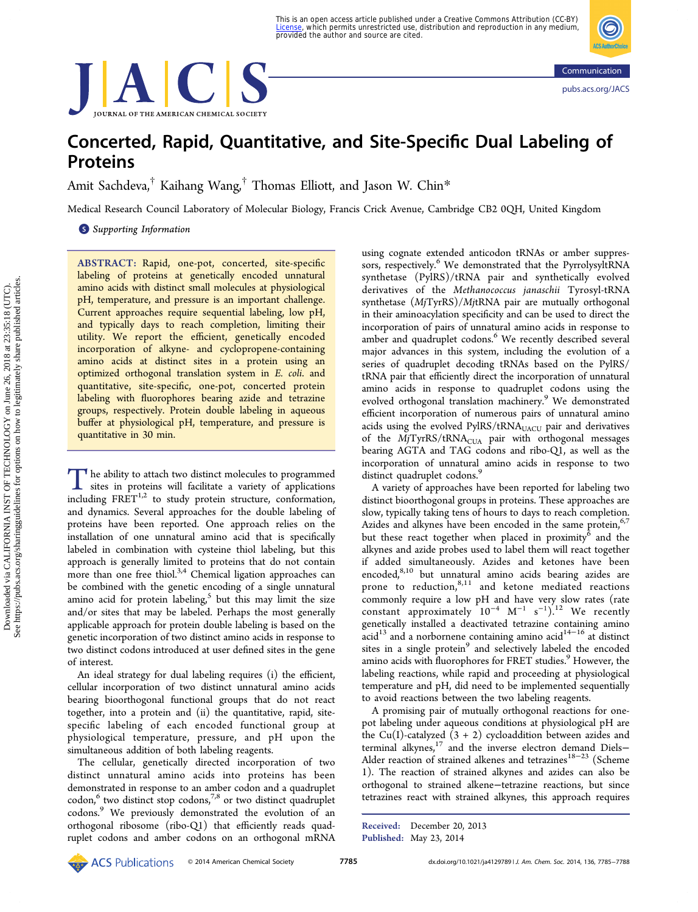# Concerted, Rapid, Quantitative, and Site-Specific Dual Labeling of Proteins

Amit Sachdeva,[†] Kaihang Wang,[†] Thomas Elliott, and Jason W. Chin*

Medical Research Council Laboratory of Molecular Biology, Francis Crick Avenue, Cambridge CB2 0QH, United Kingdom

Supporting Information

**ABSTRACT:** Rapid, one-pot, concerted, site-specific labeling of proteins at genetically encoded unnatural amino acids with distinct small molecules at physiological pH, temperature, and pressure is an important challenge. Current approaches require sequential labeling, low pH, and typically days to reach completion, limiting their utility. We report the efficient, genetically encoded incorporation of alkyne- and cyclopropene-containing amino acids at distinct sites in a protein using an optimized orthogonal translation system in *E. coli.* and quantitative, site-specific, one-pot, concerted protein labeling with fluorophores bearing azide and tetrazine groups, respectively. Protein double labeling in aqueous buffer at physiological pH, temperature, and pressure is quantitative in 30 min.

The ability to attach two distinct molecules to programmed sites in proteins will facilitate a variety of applications including FRET[1,2] to study protein structure, conformation, and dynamics. Several approaches for the double labeling of proteins have been reported. One approach relies on the installation of one unnatural amino acid that is specifically labeled in combination with cysteine thiol labeling, but this approach is generally limited to proteins that do not contain more than one free thiol.[3,4] Chemical ligation approaches can be combined with the genetic encoding of a single unnatural amino acid for protein labeling,[5] but this may limit the size and/or sites that may be labeled. Perhaps the most generally applicable approach for protein double labeling is based on the genetic incorporation of two distinct amino acids in response to two distinct codons introduced at user defined sites in the gene of interest.

An ideal strategy for dual labeling requires (i) the efficient, cellular incorporation of two distinct unnatural amino acids bearing bioorthogonal functional groups that do not react together, into a protein and (ii) the quantitative, rapid, site-specific labeling of each encoded functional group at physiological temperature, pressure, and pH upon the simultaneous addition of both labeling reagents.

The cellular, genetically directed incorporation of two distinct unnatural amino acids into proteins has been demonstrated in response to an amber codon and a quadruplet codon,[6] two distinct stop codons,[7,8] or two distinct quadruplet codons.[9] We previously demonstrated the evolution of an orthogonal ribosome (ribo-Q1) that efficiently reads quadruplet codons and amber codons on an orthogonal mRNA using cognate extended anticodon tRNAs or amber suppressors, respectively.[6] We demonstrated that the PyrrolysyltRNA synthetase (PylRS)/tRNA pair and synthetically evolved derivatives of the *Methanococcus janaschii* Tyrosyl-tRNA synthetase (*Mj*TyrRS)/*Mj*tRNA pair are mutually orthogonal in their aminoacylation specificity and can be used to direct the incorporation of pairs of unnatural amino acids in response to amber and quadruplet codons.[6] We recently described several major advances in this system, including the evolution of a series of quadruplet decoding tRNAs based on the PylRS/tRNA pair that efficiently direct the incorporation of unnatural amino acids in response to quadruplet codons using the evolved orthogonal translation machinery.[9] We demonstrated efficient incorporation of numerous pairs of unnatural amino acids using the evolved PylRS/$tRNA_{UACU}$ pair and derivatives of the *Mj*TyrRS/$tRNA_{CUA}$ pair with orthogonal messages bearing AGTA and TAG codons and ribo-Q1, as well as the incorporation of unnatural amino acids in response to two distinct quadruplet codons.[9]

A variety of approaches have been reported for labeling two distinct bioorthogonal groups in proteins. These approaches are slow, typically taking tens of hours to days to reach completion. Azides and alkynes have been encoded in the same protein,[6,7] but these react together when placed in proximity[6] and the alkynes and azide probes used to label them will react together if added simultaneously. Azides and ketones have been encoded,[8,10] but unnatural amino acids bearing azides are prone to reduction,[8,11] and ketone mediated reactions commonly require a low pH and have very slow rates (rate constant approximately $10^{-4}$ $M^{-1}$ $s^{-1}$).[12] We recently genetically installed a deactivated tetrazine containing amino acid[13] and a norbornene containing amino acid[14−16] at distinct sites in a single protein[9] and selectively labeled the encoded amino acids with fluorophores for FRET studies.[9] However, the labeling reactions, while rapid and proceeding at physiological temperature and pH, did need to be implemented sequentially to avoid reactions between the two labeling reagents.

A promising pair of mutually orthogonal reactions for one-pot labeling under aqueous conditions at physiological pH are the Cu(I)-catalyzed (3 + 2) cycloaddition between azides and terminal alkynes,[17] and the inverse electron demand Diels−Alder reaction of strained alkenes and tetrazines[18−23] (Scheme 1). The reaction of strained alkynes and azides can also be orthogonal to strained alkene−tetrazine reactions, but since tetrazines react with strained alkynes, this approach requires

Received: December 20, 2013
Published: May 23, 2014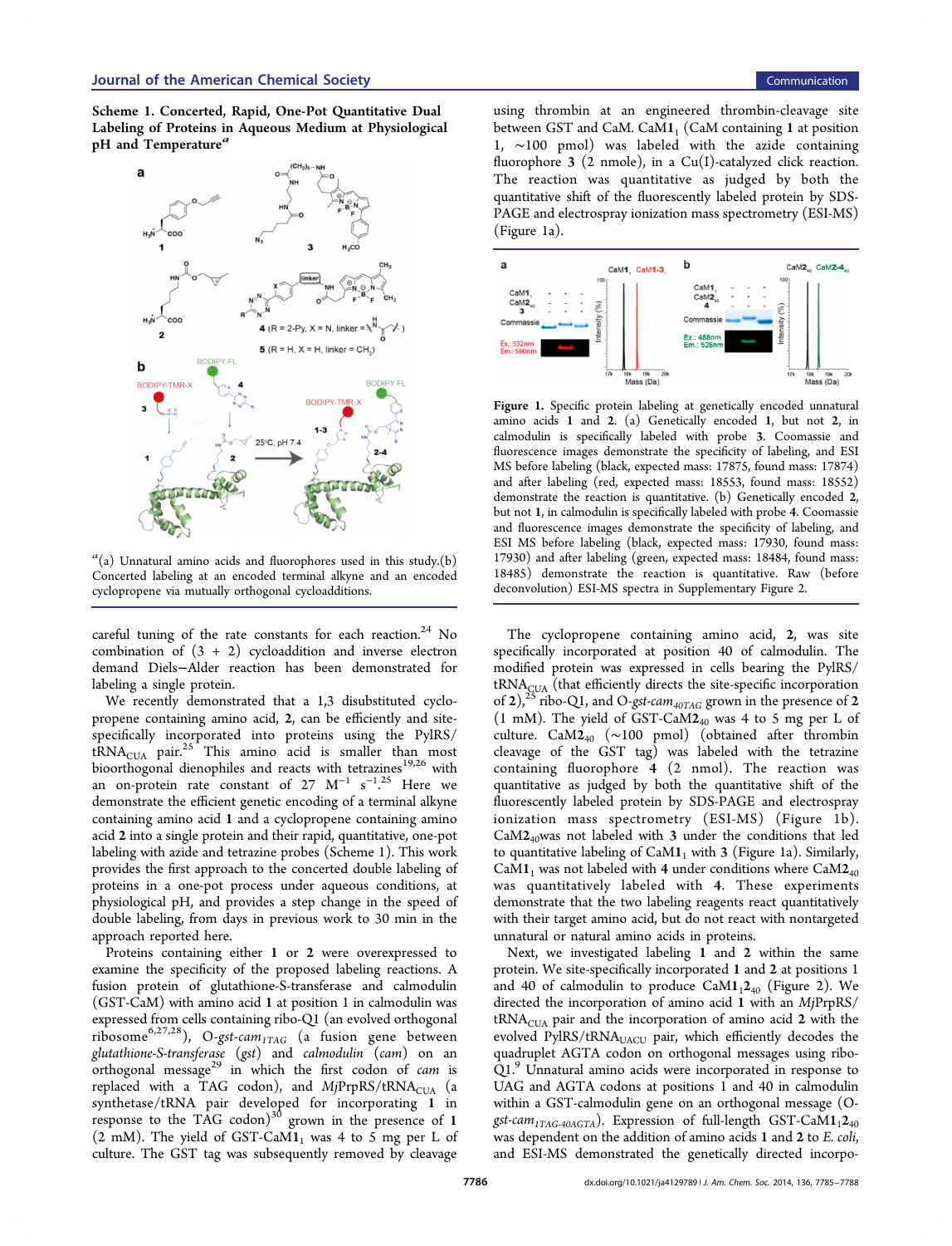**Scheme 1. Concerted, Rapid, One-Pot Quantitative Dual Labeling of Proteins in Aqueous Medium at Physiological pH and Temperature[a]**

[a](a) Unnatural amino acids and fluorophores used in this study.(b) Concerted labeling at an encoded terminal alkyne and an encoded cyclopropene via mutually orthogonal cycloadditions.

careful tuning of the rate constants for each reaction.[24] No combination of (3 + 2) cycloaddition and inverse electron demand Diels–Alder reaction has been demonstrated for labeling a single protein.

We recently demonstrated that a 1,3 disubstituted cyclopropene containing amino acid, **2**, can be efficiently and site-specifically incorporated into proteins using the PylRS/$tRNA_{CUA}$ pair.[25] This amino acid is smaller than most bioorthogonal dienophiles and reacts with tetrazines[19,26] with an on-protein rate constant of 27 $M^{-1}$ $s^{-1}$.[25] Here we demonstrate the efficient genetic encoding of a terminal alkyne containing amino acid **1** and a cyclopropene containing amino acid **2** into a single protein and their rapid, quantitative, one-pot labeling with azide and tetrazine probes (Scheme 1). This work provides the first approach to the concerted double labeling of proteins in a one-pot process under aqueous conditions, at physiological pH, and provides a step change in the speed of double labeling, from days in previous work to 30 min in the approach reported here.

Proteins containing either **1** or **2** were overexpressed to examine the specificity of the proposed labeling reactions. A fusion protein of glutathione-S-transferase and calmodulin (GST-CaM) with amino acid **1** at position 1 in calmodulin was expressed from cells containing ribo-Q1 (an evolved orthogonal ribosome[6,27,28]), O-*gst-cam*$_{1TAG}$ (a fusion gene between *glutathione-S-transferase* (*gst*) and *calmodulin* (*cam*) on an orthogonal message[29] in which the first codon of *cam* is replaced with a TAG codon), and *Mj*PrpRS/$tRNA_{CUA}$ (a synthetase/tRNA pair developed for incorporating **1** in response to the TAG codon)[30] grown in the presence of **1** (2 mM). The yield of GST-CaM$\mathbf{1}_1$ was 4 to 5 mg per L of culture. The GST tag was subsequently removed by cleavage using thrombin at an engineered thrombin-cleavage site between GST and CaM. CaM$\mathbf{1}_1$ (CaM containing **1** at position 1, ~100 pmol) was labeled with the azide containing fluorophore **3** (2 nmole), in a Cu(I)-catalyzed click reaction. The reaction was quantitative as judged by both the quantitative shift of the fluorescently labeled protein by SDS-PAGE and electrospray ionization mass spectrometry (ESI-MS) (Figure 1a).

**Figure 1.** Specific protein labeling at genetically encoded unnatural amino acids **1** and **2**. (a) Genetically encoded **1**, but not **2**, in calmodulin is specifically labeled with probe **3**. Coomassie and fluorescence images demonstrate the specificity of labeling, and ESI MS before labeling (black, expected mass: 17875, found mass: 17874) and after labeling (red, expected mass: 18553, found mass: 18552) demonstrate the reaction is quantitative. (b) Genetically encoded **2**, but not **1**, in calmodulin is specifically labeled with probe **4**. Coomassie and fluorescence images demonstrate the specificity of labeling, and ESI MS before labeling (black, expected mass: 17930, found mass: 17930) and after labeling (green, expected mass: 18484, found mass: 18485) demonstrate the reaction is quantitative. Raw (before deconvolution) ESI-MS spectra in Supplementary Figure 2.

The cyclopropene containing amino acid, **2**, was site specifically incorporated at position 40 of calmodulin. The modified protein was expressed in cells bearing the PylRS/$tRNA_{CUA}$ (that efficiently directs the site-specific incorporation of **2**),[25] ribo-Q1, and O-*gst-cam*$_{40TAG}$ grown in the presence of **2** (1 mM). The yield of GST-CaM$\mathbf{2}_{40}$ was 4 to 5 mg per L of culture. CaM$\mathbf{2}_{40}$ (~100 pmol) (obtained after thrombin cleavage of the GST tag) was labeled with the tetrazine containing fluorophore **4** (2 nmol). The reaction was quantitative as judged by both the quantitative shift of the fluorescently labeled protein by SDS-PAGE and electrospray ionization mass spectrometry (ESI-MS) (Figure 1b). CaM$\mathbf{2}_{40}$was not labeled with **3** under the conditions that led to quantitative labeling of CaM$\mathbf{1}_1$ with **3** (Figure 1a). Similarly, CaM$\mathbf{1}_1$ was not labeled with **4** under conditions where CaM$\mathbf{2}_{40}$ was quantitatively labeled with **4**. These experiments demonstrate that the two labeling reagents react quantitatively with their target amino acid, but do not react with nontargeted unnatural or natural amino acids in proteins.

Next, we investigated labeling **1** and **2** within the same protein. We site-specifically incorporated **1** and **2** at positions 1 and 40 of calmodulin to produce CaM$\mathbf{1}_1\mathbf{2}_{40}$ (Figure 2). We directed the incorporation of amino acid **1** with an *Mj*PrpRS/$tRNA_{CUA}$ pair and the incorporation of amino acid **2** with the evolved PylRS/$tRNA_{UACU}$ pair, which efficiently decodes the quadruplet AGTA codon on orthogonal messages using ribo-Q1.[9] Unnatural amino acids were incorporated in response to UAG and AGTA codons at positions 1 and 40 in calmodulin within a GST-calmodulin gene on an orthogonal message (O-*gst-cam*$_{1TAG\text{-}40AGTA}$). Expression of full-length GST-CaM$\mathbf{1}_1\mathbf{2}_{40}$ was dependent on the addition of amino acids **1** and **2** to *E. coli*, and ESI-MS demonstrated the genetically directed incorpo-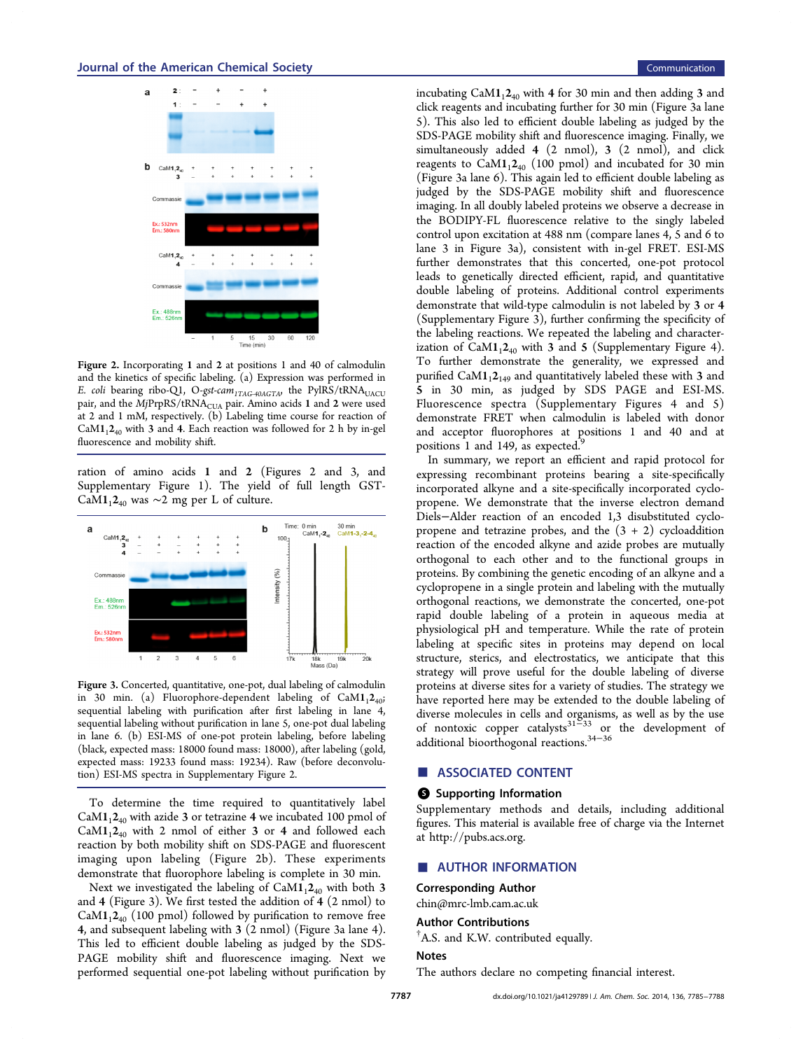Figure 2. Incorporating **1** and **2** at positions 1 and 40 of calmodulin and the kinetics of specific labeling. (a) Expression was performed in *E. coli* bearing ribo-Q1, O-*gst-cam*$_{1TAG\text{-}40AGTA}$, the PylRS/tRNA$_{UACU}$ pair, and the *Mj*PrpRS/tRNA$_{CUA}$ pair. Amino acids **1** and **2** were used at 2 and 1 mM, respectively. (b) Labeling time course for reaction of CaM**1**$_1$**2**$_{40}$ with **3** and **4**. Each reaction was followed for 2 h by in-gel fluorescence and mobility shift.

ration of amino acids **1** and **2** (Figures 2 and 3, and Supplementary Figure 1). The yield of full length GST-CaM**1**$_1$**2**$_{40}$ was ~2 mg per L of culture.

Figure 3. Concerted, quantitative, one-pot, dual labeling of calmodulin in 30 min. (a) Fluorophore-dependent labeling of CaM**1**$_1$**2**$_{40}$; sequential labeling with purification after first labeling in lane 4, sequential labeling without purification in lane 5, one-pot dual labeling in lane 6. (b) ESI-MS of one-pot protein labeling, before labeling (black, expected mass: 18000 found mass: 18000), after labeling (gold, expected mass: 19233 found mass: 19234). Raw (before deconvolution) ESI-MS spectra in Supplementary Figure 2.

To determine the time required to quantitatively label CaM**1**$_1$**2**$_{40}$ with azide **3** or tetrazine **4** we incubated 100 pmol of CaM**1**$_1$**2**$_{40}$ with 2 nmol of either **3** or **4** and followed each reaction by both mobility shift on SDS-PAGE and fluorescent imaging upon labeling (Figure 2b). These experiments demonstrate that fluorophore labeling is complete in 30 min.

Next we investigated the labeling of CaM**1**$_1$**2**$_{40}$ with both **3** and **4** (Figure 3). We first tested the addition of **4** (2 nmol) to CaM**1**$_1$**2**$_{40}$ (100 pmol) followed by purification to remove free **4**, and subsequent labeling with **3** (2 nmol) (Figure 3a lane 4). This led to efficient double labeling as judged by the SDS-PAGE mobility shift and fluorescence imaging. Next we performed sequential one-pot labeling without purification by incubating CaM**1**$_1$**2**$_{40}$ with **4** for 30 min and then adding **3** and click reagents and incubating further for 30 min (Figure 3a lane 5). This also led to efficient double labeling as judged by the SDS-PAGE mobility shift and fluorescence imaging. Finally, we simultaneously added **4** (2 nmol), **3** (2 nmol), and click reagents to CaM**1**$_1$**2**$_{40}$ (100 pmol) and incubated for 30 min (Figure 3a lane 6). This again led to efficient double labeling as judged by the SDS-PAGE mobility shift and fluorescence imaging. In all doubly labeled proteins we observe a decrease in the BODIPY-FL fluorescence relative to the singly labeled control upon excitation at 488 nm (compare lanes 4, 5 and 6 to lane 3 in Figure 3a), consistent with in-gel FRET. ESI-MS further demonstrates that this concerted, one-pot protocol leads to genetically directed efficient, rapid, and quantitative double labeling of proteins. Additional control experiments demonstrate that wild-type calmodulin is not labeled by **3** or **4** (Supplementary Figure 3), further confirming the specificity of the labeling reactions. We repeated the labeling and characterization of CaM**1**$_1$**2**$_{40}$ with **3** and **5** (Supplementary Figure 4). To further demonstrate the generality, we expressed and purified CaM**1**$_1$**2**$_{149}$ and quantitatively labeled these with **3** and **5** in 30 min, as judged by SDS PAGE and ESI-MS. Fluorescence spectra (Supplementary Figures 4 and 5) demonstrate FRET when calmodulin is labeled with donor and acceptor fluorophores at positions 1 and 40 and at positions 1 and 149, as expected.[9]

In summary, we report an efficient and rapid protocol for expressing recombinant proteins bearing a site-specifically incorporated alkyne and a site-specifically incorporated cyclopropene. We demonstrate that the inverse electron demand Diels–Alder reaction of an encoded 1,3 disubstituted cyclopropene and tetrazine probes, and the (3 + 2) cycloaddition reaction of the encoded alkyne and azide probes are mutually orthogonal to each other and to the functional groups in proteins. By combining the genetic encoding of an alkyne and a cyclopropene in a single protein and labeling with the mutually orthogonal reactions, we demonstrate the concerted, one-pot rapid double labeling of a protein in aqueous media at physiological pH and temperature. While the rate of protein labeling at specific sites in proteins may depend on local structure, sterics, and electrostatics, we anticipate that this strategy will prove useful for the double labeling of diverse proteins at diverse sites for a variety of studies. The strategy we have reported here may be extended to the double labeling of diverse molecules in cells and organisms, as well as by the use of nontoxic copper catalysts[31−33] or the development of additional bioorthogonal reactions.[34−36]

## ■ ASSOCIATED CONTENT

### Supporting Information

Supplementary methods and details, including additional figures. This material is available free of charge via the Internet at http://pubs.acs.org.

## ■ AUTHOR INFORMATION

### Corresponding Author

chin@mrc-lmb.cam.ac.uk

### Author Contributions

[†]A.S. and K.W. contributed equally.

### Notes

The authors declare no competing financial interest.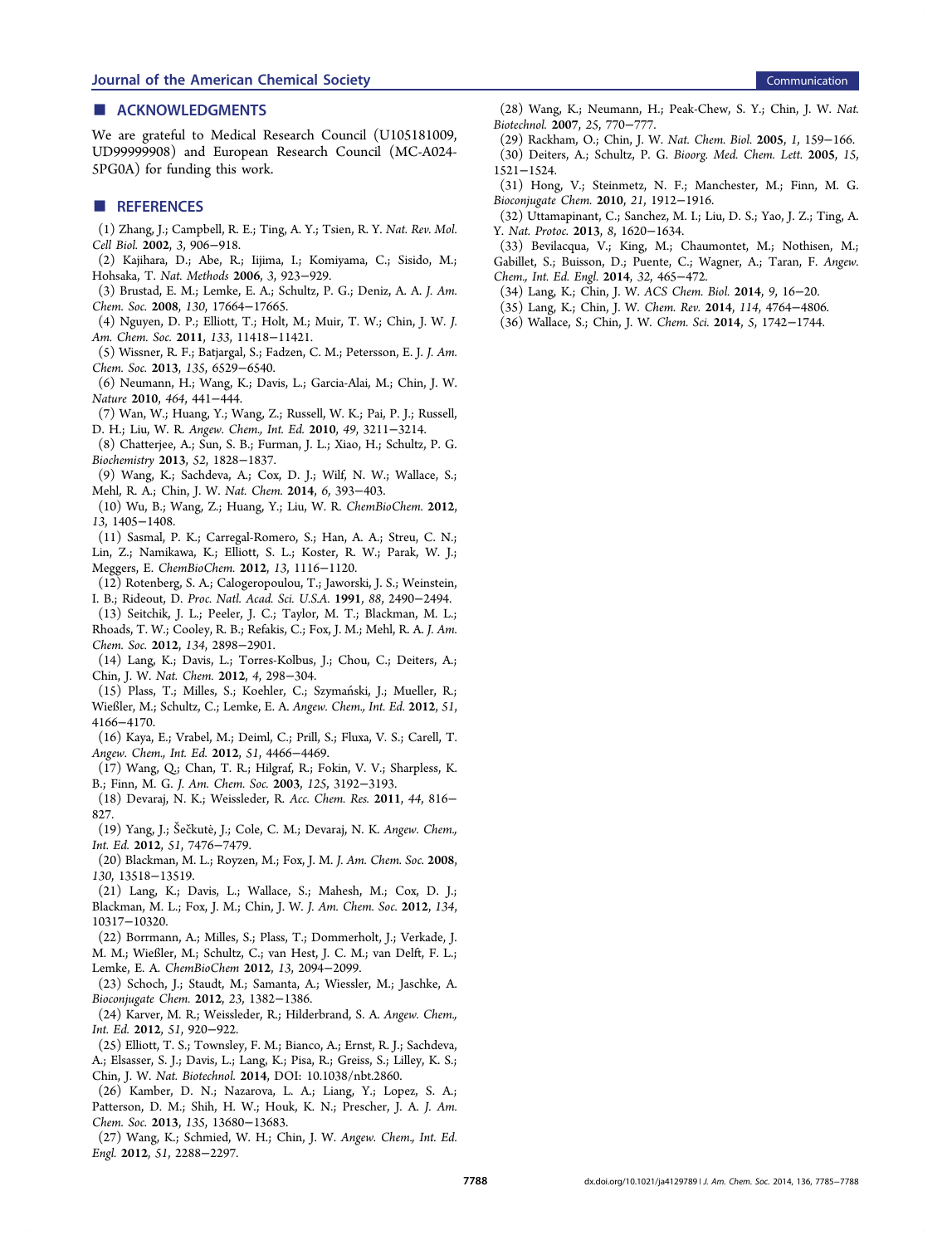## ■ ACKNOWLEDGMENTS

We are grateful to Medical Research Council (U105181009, UD99999908) and European Research Council (MC-A024-5PG0A) for funding this work.

## ■ REFERENCES

(1) Zhang, J.; Campbell, R. E.; Ting, A. Y.; Tsien, R. Y. *Nat. Rev. Mol. Cell Biol.* **2002**, *3*, 906−918.

(2) Kajihara, D.; Abe, R.; Iijima, I.; Komiyama, C.; Sisido, M.; Hohsaka, T. *Nat. Methods* **2006**, *3*, 923−929.

(3) Brustad, E. M.; Lemke, E. A.; Schultz, P. G.; Deniz, A. A. *J. Am. Chem. Soc.* **2008**, *130*, 17664−17665.

(4) Nguyen, D. P.; Elliott, T.; Holt, M.; Muir, T. W.; Chin, J. W. *J. Am. Chem. Soc.* **2011**, *133*, 11418−11421.

(5) Wissner, R. F.; Batjargal, S.; Fadzen, C. M.; Petersson, E. J. *J. Am. Chem. Soc.* **2013**, *135*, 6529−6540.

(6) Neumann, H.; Wang, K.; Davis, L.; Garcia-Alai, M.; Chin, J. W. *Nature* **2010**, *464*, 441−444.

(7) Wan, W.; Huang, Y.; Wang, Z.; Russell, W. K.; Pai, P. J.; Russell, D. H.; Liu, W. R. *Angew. Chem., Int. Ed.* **2010**, *49*, 3211−3214.

(8) Chatterjee, A.; Sun, S. B.; Furman, J. L.; Xiao, H.; Schultz, P. G. *Biochemistry* **2013**, *52*, 1828−1837.

(9) Wang, K.; Sachdeva, A.; Cox, D. J.; Wilf, N. W.; Wallace, S.; Mehl, R. A.; Chin, J. W. *Nat. Chem.* **2014**, *6*, 393−403.

(10) Wu, B.; Wang, Z.; Huang, Y.; Liu, W. R. *ChemBioChem* **2012**, *13*, 1405−1408.

(11) Sasmal, P. K.; Carregal-Romero, S.; Han, A. A.; Streu, C. N.; Lin, Z.; Namikawa, K.; Elliott, S. L.; Koster, R. W.; Parak, W. J.; Meggers, E. *ChemBioChem.* **2012**, *13*, 1116−1120.

(12) Rotenberg, S. A.; Calogeropoulou, T.; Jaworski, J. S.; Weinstein, I. B.; Rideout, D. *Proc. Natl. Acad. Sci. U.S.A.* **1991**, *88*, 2490−2494.

(13) Seitchik, J. L.; Peeler, J. C.; Taylor, M. T.; Blackman, M. L.; Rhoads, T. W.; Cooley, R. B.; Refakis, C.; Fox, J. M.; Mehl, R. A. *J. Am. Chem. Soc.* **2012**, *134*, 2898−2901.

(14) Lang, K.; Davis, L.; Torres-Kolbus, J.; Chou, C.; Deiters, A.; Chin, J. W. *Nat. Chem.* **2012**, *4*, 298−304.

(15) Plass, T.; Milles, S.; Koehler, C.; Szymański, J.; Mueller, R.; Wießler, M.; Schultz, C.; Lemke, E. A. *Angew. Chem., Int. Ed.* **2012**, *51*, 4166−4170.

(16) Kaya, E.; Vrabel, M.; Deiml, C.; Prill, S.; Fluxa, V. S.; Carell, T. *Angew. Chem., Int. Ed.* **2012**, *51*, 4466−4469.

(17) Wang, Q.; Chan, T. R.; Hilgraf, R.; Fokin, V. V.; Sharpless, K. B.; Finn, M. G. *J. Am. Chem. Soc.* **2003**, *125*, 3192−3193.

(18) Devaraj, N. K.; Weissleder, R. *Acc. Chem. Res.* **2011**, *44*, 816−827.

(19) Yang, J.; Šečkutė, J.; Cole, C. M.; Devaraj, N. K. *Angew. Chem., Int. Ed.* **2012**, *51*, 7476−7479.

(20) Blackman, M. L.; Royzen, M.; Fox, J. M. *J. Am. Chem. Soc.* **2008**, *130*, 13518−13519.

(21) Lang, K.; Davis, L.; Wallace, S.; Mahesh, M.; Cox, D. J.; Blackman, M. L.; Fox, J. M.; Chin, J. W. *J. Am. Chem. Soc.* **2012**, *134*, 10317−10320.

(22) Borrmann, A.; Milles, S.; Plass, T.; Dommerholt, J.; Verkade, J. M. M.; Wießler, M.; Schultz, C.; van Hest, J. C. M.; van Delft, F. L.; Lemke, E. A. *ChemBioChem* **2012**, *13*, 2094−2099.

(23) Schoch, J.; Staudt, M.; Samanta, A.; Wiessler, M.; Jaschke, A. *Bioconjugate Chem.* **2012**, *23*, 1382−1386.

(24) Karver, M. R.; Weissleder, R.; Hilderbrand, S. A. *Angew. Chem., Int. Ed.* **2012**, *51*, 920−922.

(25) Elliott, T. S.; Townsley, F. M.; Bianco, A.; Ernst, R. J.; Sachdeva, A.; Elsasser, S. J.; Davis, L.; Lang, K.; Pisa, R.; Greiss, S.; Lilley, K. S.; Chin, J. W. *Nat. Biotechnol.* **2014**, DOI: 10.1038/nbt.2860.

(26) Kamber, D. N.; Nazarova, L. A.; Liang, Y.; Lopez, S. A.; Patterson, D. M.; Shih, H. W.; Houk, K. N.; Prescher, J. A. *J. Am. Chem. Soc.* **2013**, *135*, 13680−13683.

(27) Wang, K.; Schmied, W. H.; Chin, J. W. *Angew. Chem., Int. Ed. Engl.* **2012**, *51*, 2288−2297.

(28) Wang, K.; Neumann, H.; Peak-Chew, S. Y.; Chin, J. W. *Nat. Biotechnol.* **2007**, *25*, 770−777.

(29) Rackham, O.; Chin, J. W. *Nat. Chem. Biol.* **2005**, *1*, 159−166.

(30) Deiters, A.; Schultz, P. G. *Bioorg. Med. Chem. Lett.* **2005**, *15*, 1521−1524.

(31) Hong, V.; Steinmetz, N. F.; Manchester, M.; Finn, M. G. *Bioconjugate Chem.* **2010**, *21*, 1912−1916.

(32) Uttamapinant, C.; Sanchez, M. I.; Liu, D. S.; Yao, J. Z.; Ting, A. Y. *Nat. Protoc.* **2013**, *8*, 1620−1634.

(33) Bevilacqua, V.; King, M.; Chaumontet, M.; Nothisen, M.; Gabillet, S.; Buisson, D.; Puente, C.; Wagner, A.; Taran, F. *Angew. Chem., Int. Ed. Engl.* **2014**, *32*, 465−472.

(34) Lang, K.; Chin, J. W. *ACS Chem. Biol.* **2014**, *9*, 16−20.

(35) Lang, K.; Chin, J. W. *Chem. Rev.* **2014**, *114*, 4764−4806.

(36) Wallace, S.; Chin, J. W. *Chem. Sci.* **2014**, *5*, 1742−1744.